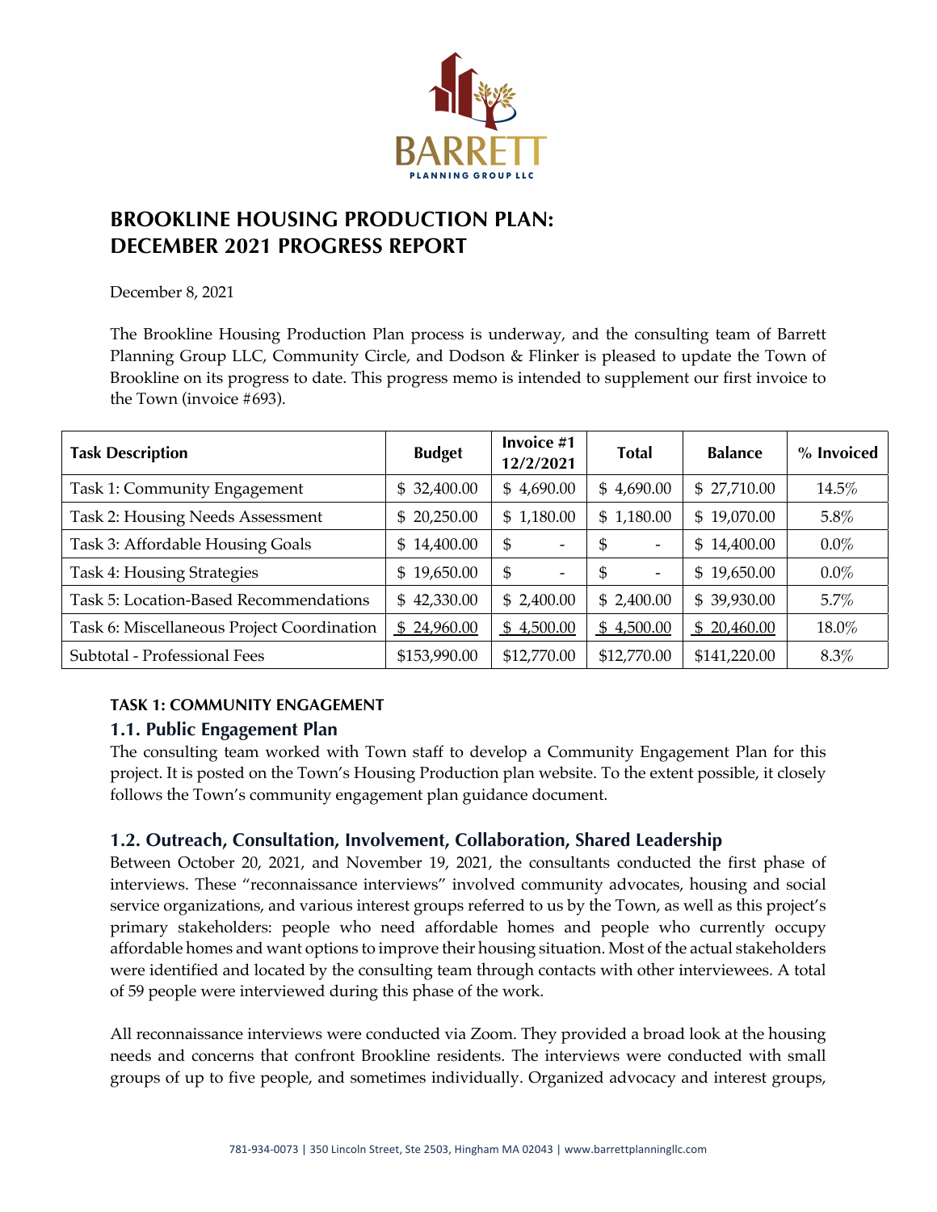# BROOKLINE HOUSING PRODUCTION PLAN: DECEMBER 2021 PROGRESS REPORT

December 8, 2021

The Brookline Housing Production Plan process is underway, and the consulting team of Barrett Planning Group LLC, Community Circle, and Dodson & Flinker is pleased to update the Town of Brookline on its progress to date. This progress memo is intended to supplement our first invoice to the Town (invoice #693).

| Task Description | Budget | Invoice #1 12/2/2021 | Total | Balance | % Invoiced |
|---|---|---|---|---|---|
| Task 1: Community Engagement | $ 32,400.00 | $ 4,690.00 | $ 4,690.00 | $ 27,710.00 | 14.5% |
| Task 2: Housing Needs Assessment | $ 20,250.00 | $ 1,180.00 | $ 1,180.00 | $ 19,070.00 | 5.8% |
| Task 3: Affordable Housing Goals | $ 14,400.00 | $ - | $ - | $ 14,400.00 | 0.0% |
| Task 4: Housing Strategies | $ 19,650.00 | $ - | $ - | $ 19,650.00 | 0.0% |
| Task 5: Location-Based Recommendations | $ 42,330.00 | $ 2,400.00 | $ 2,400.00 | $ 39,930.00 | 5.7% |
| Task 6: Miscellaneous Project Coordination | $ 24,960.00 | $ 4,500.00 | $ 4,500.00 | $ 20,460.00 | 18.0% |
| Subtotal - Professional Fees | $153,990.00 | $12,770.00 | $12,770.00 | $141,220.00 | 8.3% |

#### TASK 1: COMMUNITY ENGAGEMENT

### 1.1. Public Engagement Plan

The consulting team worked with Town staff to develop a Community Engagement Plan for this project. It is posted on the Town's Housing Production plan website. To the extent possible, it closely follows the Town's community engagement plan guidance document.

### 1.2. Outreach, Consultation, Involvement, Collaboration, Shared Leadership

Between October 20, 2021, and November 19, 2021, the consultants conducted the first phase of interviews. These "reconnaissance interviews" involved community advocates, housing and social service organizations, and various interest groups referred to us by the Town, as well as this project's primary stakeholders: people who need affordable homes and people who currently occupy affordable homes and want options to improve their housing situation. Most of the actual stakeholders were identified and located by the consulting team through contacts with other interviewees. A total of 59 people were interviewed during this phase of the work.

All reconnaissance interviews were conducted via Zoom. They provided a broad look at the housing needs and concerns that confront Brookline residents. The interviews were conducted with small groups of up to five people, and sometimes individually. Organized advocacy and interest groups,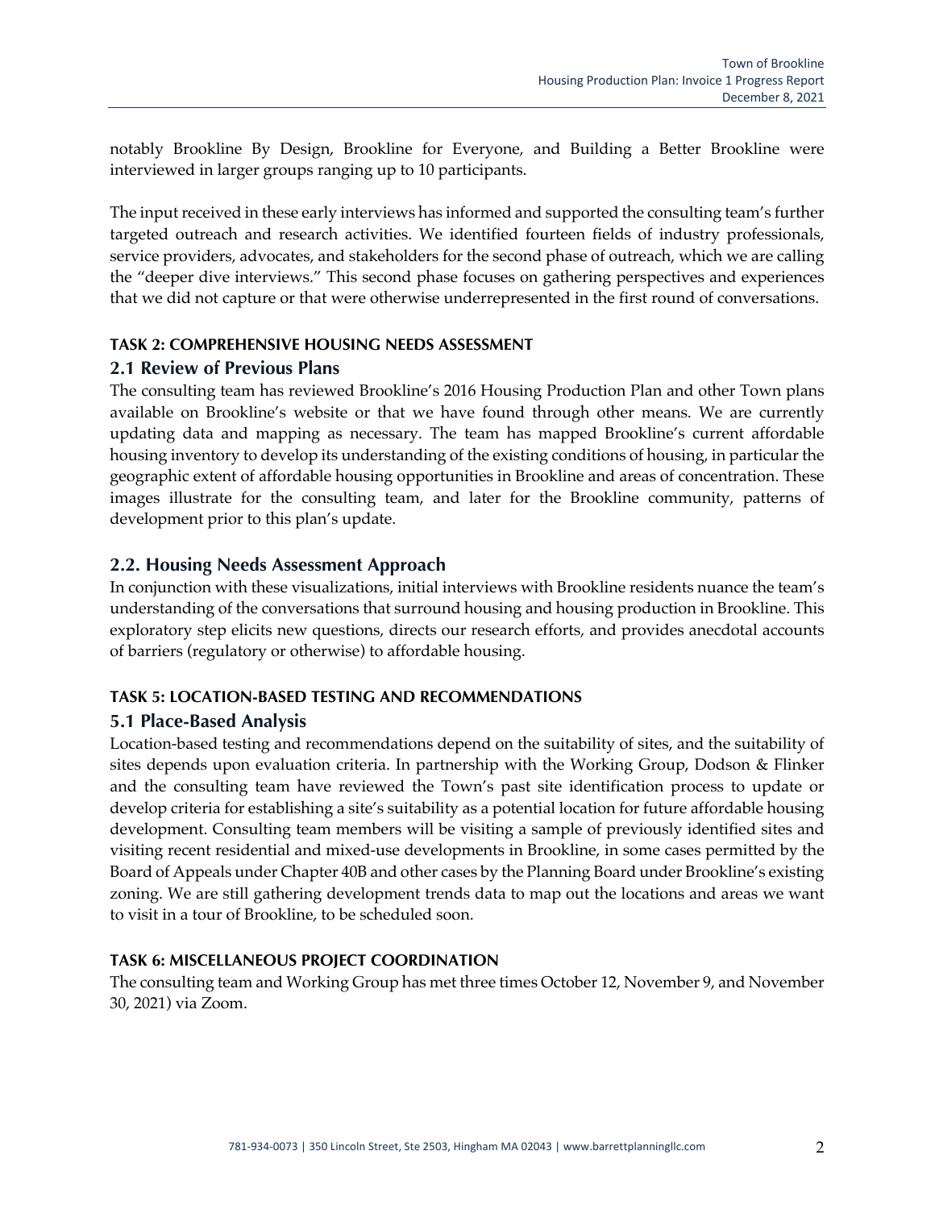notably Brookline By Design, Brookline for Everyone, and Building a Better Brookline were interviewed in larger groups ranging up to 10 participants.

The input received in these early interviews has informed and supported the consulting team's further targeted outreach and research activities. We identified fourteen fields of industry professionals, service providers, advocates, and stakeholders for the second phase of outreach, which we are calling the "deeper dive interviews." This second phase focuses on gathering perspectives and experiences that we did not capture or that were otherwise underrepresented in the first round of conversations.

#### TASK 2: COMPREHENSIVE HOUSING NEEDS ASSESSMENT

### 2.1 Review of Previous Plans

The consulting team has reviewed Brookline's 2016 Housing Production Plan and other Town plans available on Brookline's website or that we have found through other means. We are currently updating data and mapping as necessary. The team has mapped Brookline's current affordable housing inventory to develop its understanding of the existing conditions of housing, in particular the geographic extent of affordable housing opportunities in Brookline and areas of concentration. These images illustrate for the consulting team, and later for the Brookline community, patterns of development prior to this plan's update.

### 2.2. Housing Needs Assessment Approach

In conjunction with these visualizations, initial interviews with Brookline residents nuance the team's understanding of the conversations that surround housing and housing production in Brookline. This exploratory step elicits new questions, directs our research efforts, and provides anecdotal accounts of barriers (regulatory or otherwise) to affordable housing.

#### TASK 5: LOCATION-BASED TESTING AND RECOMMENDATIONS

### 5.1 Place-Based Analysis

Location-based testing and recommendations depend on the suitability of sites, and the suitability of sites depends upon evaluation criteria. In partnership with the Working Group, Dodson & Flinker and the consulting team have reviewed the Town's past site identification process to update or develop criteria for establishing a site's suitability as a potential location for future affordable housing development. Consulting team members will be visiting a sample of previously identified sites and visiting recent residential and mixed-use developments in Brookline, in some cases permitted by the Board of Appeals under Chapter 40B and other cases by the Planning Board under Brookline's existing zoning. We are still gathering development trends data to map out the locations and areas we want to visit in a tour of Brookline, to be scheduled soon.

#### TASK 6: MISCELLANEOUS PROJECT COORDINATION

The consulting team and Working Group has met three times October 12, November 9, and November 30, 2021) via Zoom.